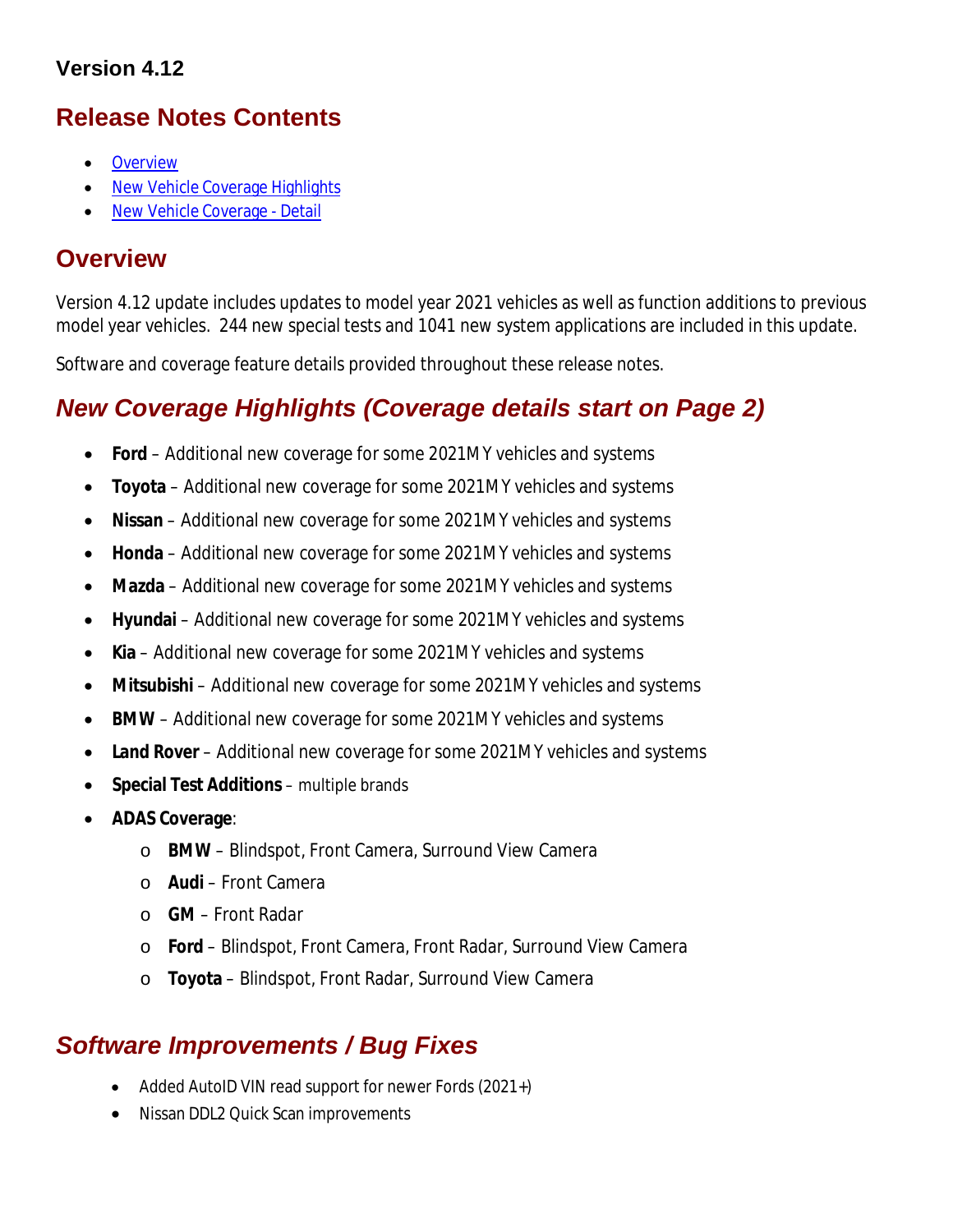### Version 4.12

## Release Notes Contents

- [Overview](#overview)
- [New Vehicle Coverage Highlights](#new-vehicle-coverage-highlights)
- [New Vehicle Coverage - Detail](#new-vehicle-coverage-detail)

## Overview

Version 4.12 update includes updates to model year 2021 vehicles as well as function additions to previous model year vehicles. 244 new special tests and 1041 new system applications are included in this update.

Software and coverage feature details provided throughout these release notes.

## *New Coverage Highlights (Coverage details start on Page 2)*

- **Ford** – Additional new coverage for some 2021MY vehicles and systems
- **Toyota** – Additional new coverage for some 2021MY vehicles and systems
- **Nissan** – Additional new coverage for some 2021MY vehicles and systems
- **Honda** – Additional new coverage for some 2021MY vehicles and systems
- **Mazda** – Additional new coverage for some 2021MY vehicles and systems
- **Hyundai** – Additional new coverage for some 2021MY vehicles and systems
- **Kia** – Additional new coverage for some 2021MY vehicles and systems
- **Mitsubishi** – Additional new coverage for some 2021MY vehicles and systems
- **BMW** – Additional new coverage for some 2021MY vehicles and systems
- **Land Rover** – Additional new coverage for some 2021MY vehicles and systems
- **Special Test Additions** – multiple brands
- **ADAS Coverage**:
  - **BMW** – Blindspot, Front Camera, Surround View Camera
  - **Audi** – Front Camera
  - **GM** – Front Radar
  - **Ford** – Blindspot, Front Camera, Front Radar, Surround View Camera
  - **Toyota** – Blindspot, Front Radar, Surround View Camera

## *Software Improvements / Bug Fixes*

- Added AutoID VIN read support for newer Fords (2021+)
- Nissan DDL2 Quick Scan improvements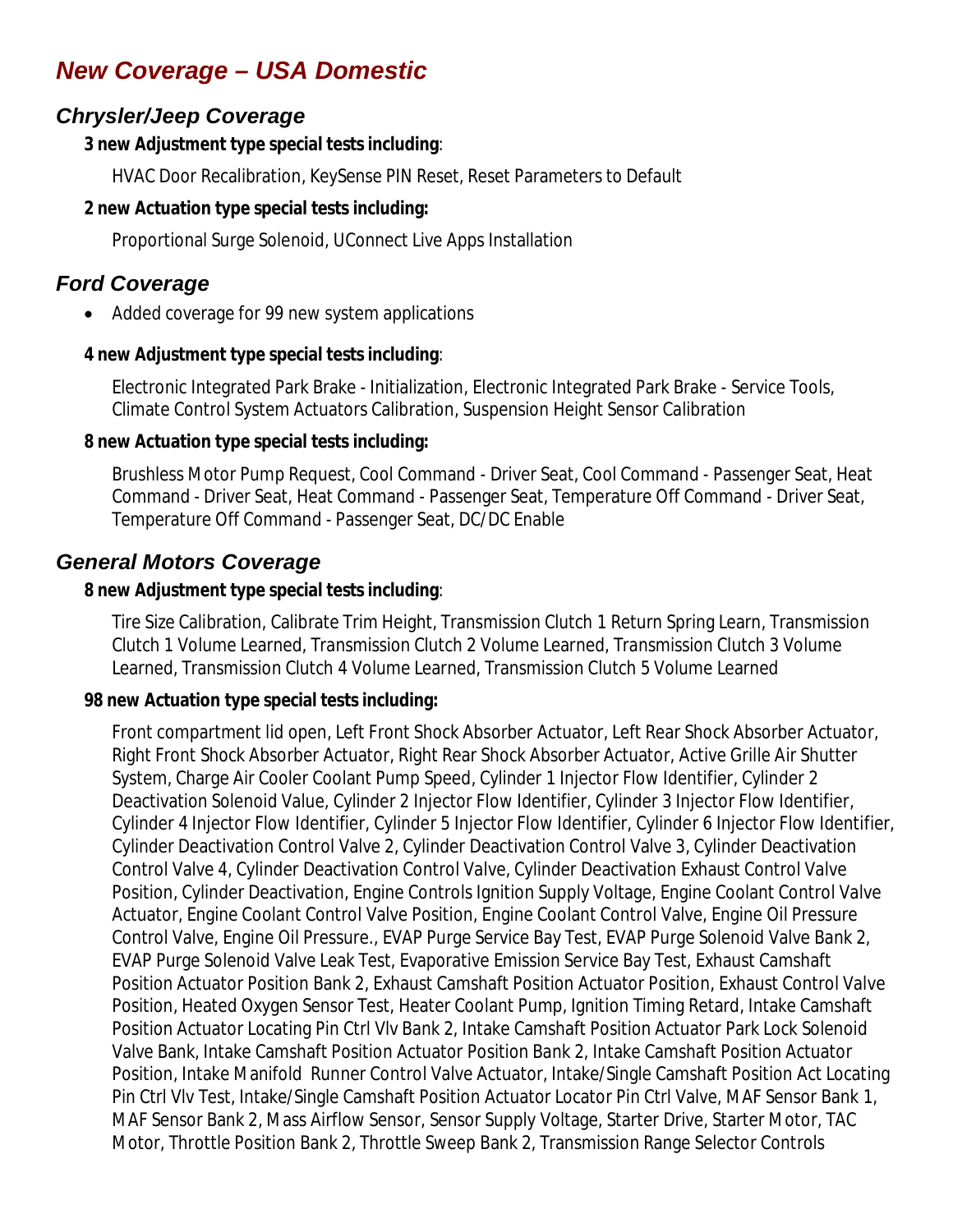## *New Coverage – USA Domestic*

### *Chrysler/Jeep Coverage*

**3 new Adjustment type special tests including**:

HVAC Door Recalibration, KeySense PIN Reset, Reset Parameters to Default

**2 new Actuation type special tests including:**

Proportional Surge Solenoid, UConnect Live Apps Installation

### *Ford Coverage*

- Added coverage for 99 new system applications

**4 new Adjustment type special tests including**:

Electronic Integrated Park Brake - Initialization, Electronic Integrated Park Brake - Service Tools, Climate Control System Actuators Calibration, Suspension Height Sensor Calibration

**8 new Actuation type special tests including:**

Brushless Motor Pump Request, Cool Command - Driver Seat, Cool Command - Passenger Seat, Heat Command - Driver Seat, Heat Command - Passenger Seat, Temperature Off Command - Driver Seat, Temperature Off Command - Passenger Seat, DC/DC Enable

### *General Motors Coverage*

**8 new Adjustment type special tests including**:

Tire Size Calibration, Calibrate Trim Height, Transmission Clutch 1 Return Spring Learn, Transmission Clutch 1 Volume Learned, Transmission Clutch 2 Volume Learned, Transmission Clutch 3 Volume Learned, Transmission Clutch 4 Volume Learned, Transmission Clutch 5 Volume Learned

**98 new Actuation type special tests including:**

Front compartment lid open, Left Front Shock Absorber Actuator, Left Rear Shock Absorber Actuator, Right Front Shock Absorber Actuator, Right Rear Shock Absorber Actuator, Active Grille Air Shutter System, Charge Air Cooler Coolant Pump Speed, Cylinder 1 Injector Flow Identifier, Cylinder 2 Deactivation Solenoid Value, Cylinder 2 Injector Flow Identifier, Cylinder 3 Injector Flow Identifier, Cylinder 4 Injector Flow Identifier, Cylinder 5 Injector Flow Identifier, Cylinder 6 Injector Flow Identifier, Cylinder Deactivation Control Valve 2, Cylinder Deactivation Control Valve 3, Cylinder Deactivation Control Valve 4, Cylinder Deactivation Control Valve, Cylinder Deactivation Exhaust Control Valve Position, Cylinder Deactivation, Engine Controls Ignition Supply Voltage, Engine Coolant Control Valve Actuator, Engine Coolant Control Valve Position, Engine Coolant Control Valve, Engine Oil Pressure Control Valve, Engine Oil Pressure., EVAP Purge Service Bay Test, EVAP Purge Solenoid Valve Bank 2, EVAP Purge Solenoid Valve Leak Test, Evaporative Emission Service Bay Test, Exhaust Camshaft Position Actuator Position Bank 2, Exhaust Camshaft Position Actuator Position, Exhaust Control Valve Position, Heated Oxygen Sensor Test, Heater Coolant Pump, Ignition Timing Retard, Intake Camshaft Position Actuator Locating Pin Ctrl Vlv Bank 2, Intake Camshaft Position Actuator Park Lock Solenoid Valve Bank, Intake Camshaft Position Actuator Position Bank 2, Intake Camshaft Position Actuator Position, Intake Manifold Runner Control Valve Actuator, Intake/Single Camshaft Position Act Locating Pin Ctrl Vlv Test, Intake/Single Camshaft Position Actuator Locator Pin Ctrl Valve, MAF Sensor Bank 1, MAF Sensor Bank 2, Mass Airflow Sensor, Sensor Supply Voltage, Starter Drive, Starter Motor, TAC Motor, Throttle Position Bank 2, Throttle Sweep Bank 2, Transmission Range Selector Controls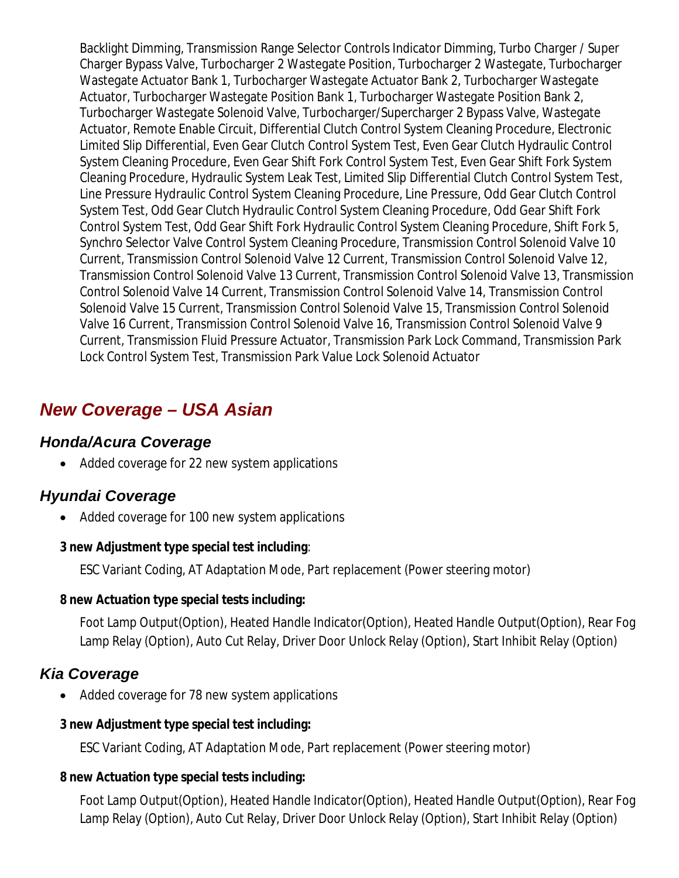Backlight Dimming, Transmission Range Selector Controls Indicator Dimming, Turbo Charger / Super Charger Bypass Valve, Turbocharger 2 Wastegate Position, Turbocharger 2 Wastegate, Turbocharger Wastegate Actuator Bank 1, Turbocharger Wastegate Actuator Bank 2, Turbocharger Wastegate Actuator, Turbocharger Wastegate Position Bank 1, Turbocharger Wastegate Position Bank 2, Turbocharger Wastegate Solenoid Valve, Turbocharger/Supercharger 2 Bypass Valve, Wastegate Actuator, Remote Enable Circuit, Differential Clutch Control System Cleaning Procedure, Electronic Limited Slip Differential, Even Gear Clutch Control System Test, Even Gear Clutch Hydraulic Control System Cleaning Procedure, Even Gear Shift Fork Control System Test, Even Gear Shift Fork System Cleaning Procedure, Hydraulic System Leak Test, Limited Slip Differential Clutch Control System Test, Line Pressure Hydraulic Control System Cleaning Procedure, Line Pressure, Odd Gear Clutch Control System Test, Odd Gear Clutch Hydraulic Control System Cleaning Procedure, Odd Gear Shift Fork Control System Test, Odd Gear Shift Fork Hydraulic Control System Cleaning Procedure, Shift Fork 5, Synchro Selector Valve Control System Cleaning Procedure, Transmission Control Solenoid Valve 10 Current, Transmission Control Solenoid Valve 12 Current, Transmission Control Solenoid Valve 12, Transmission Control Solenoid Valve 13 Current, Transmission Control Solenoid Valve 13, Transmission Control Solenoid Valve 14 Current, Transmission Control Solenoid Valve 14, Transmission Control Solenoid Valve 15 Current, Transmission Control Solenoid Valve 15, Transmission Control Solenoid Valve 16 Current, Transmission Control Solenoid Valve 16, Transmission Control Solenoid Valve 9 Current, Transmission Fluid Pressure Actuator, Transmission Park Lock Command, Transmission Park Lock Control System Test, Transmission Park Value Lock Solenoid Actuator

## *New Coverage – USA Asian*

### *Honda/Acura Coverage*

- Added coverage for 22 new system applications

### *Hyundai Coverage*

- Added coverage for 100 new system applications

**3 new Adjustment type special test including**:

ESC Variant Coding, AT Adaptation Mode, Part replacement (Power steering motor)

**8 new Actuation type special tests including:**

Foot Lamp Output(Option), Heated Handle Indicator(Option), Heated Handle Output(Option), Rear Fog Lamp Relay (Option), Auto Cut Relay, Driver Door Unlock Relay (Option), Start Inhibit Relay (Option)

### *Kia Coverage*

- Added coverage for 78 new system applications

**3 new Adjustment type special test including:**

ESC Variant Coding, AT Adaptation Mode, Part replacement (Power steering motor)

**8 new Actuation type special tests including:**

Foot Lamp Output(Option), Heated Handle Indicator(Option), Heated Handle Output(Option), Rear Fog Lamp Relay (Option), Auto Cut Relay, Driver Door Unlock Relay (Option), Start Inhibit Relay (Option)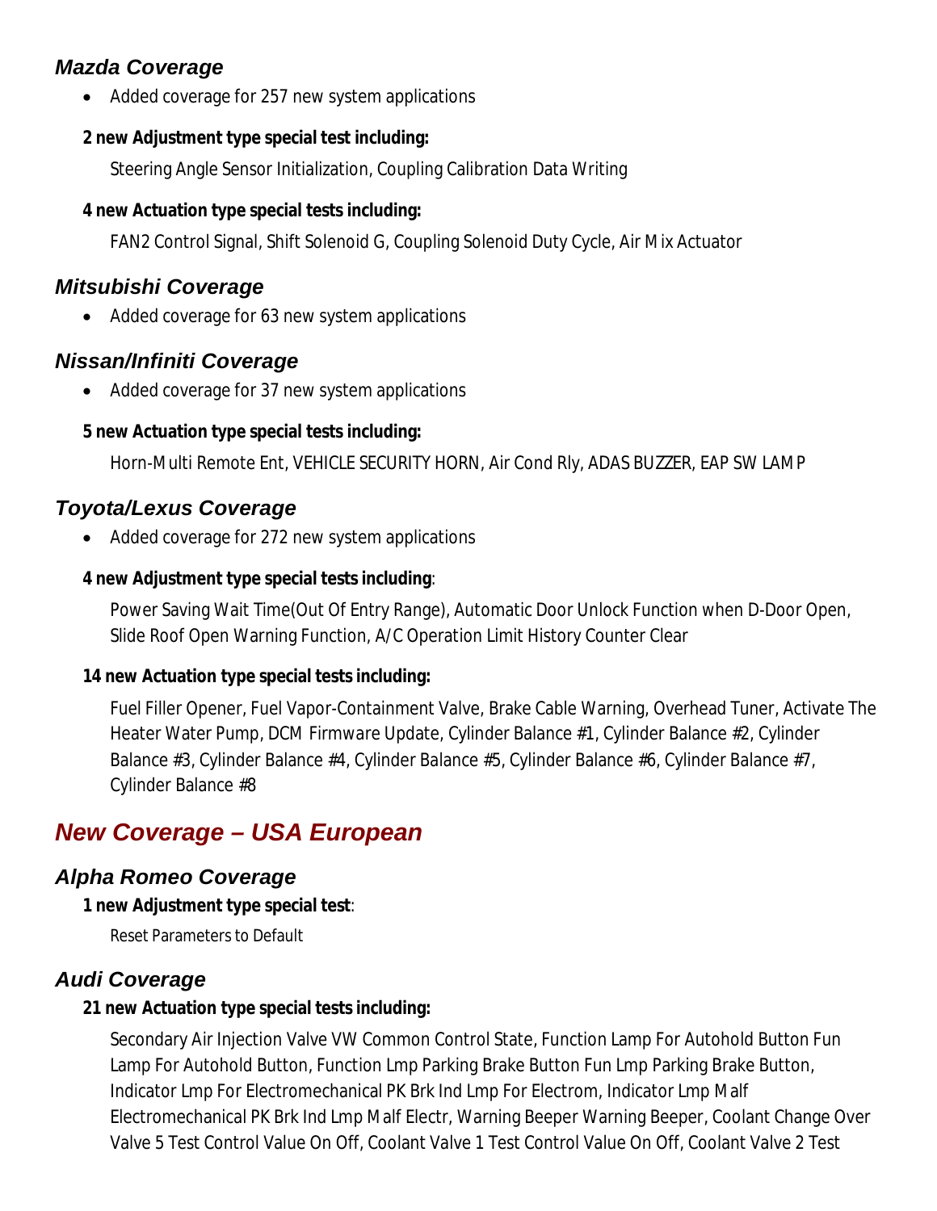### *Mazda Coverage*

- Added coverage for 257 new system applications

**2 new Adjustment type special test including:**

Steering Angle Sensor Initialization, Coupling Calibration Data Writing

**4 new Actuation type special tests including:**

FAN2 Control Signal, Shift Solenoid G, Coupling Solenoid Duty Cycle, Air Mix Actuator

### *Mitsubishi Coverage*

- Added coverage for 63 new system applications

### *Nissan/Infiniti Coverage*

- Added coverage for 37 new system applications

**5 new Actuation type special tests including:**

Horn-Multi Remote Ent, VEHICLE SECURITY HORN, Air Cond Rly, ADAS BUZZER, EAP SW LAMP

### *Toyota/Lexus Coverage*

- Added coverage for 272 new system applications

**4 new Adjustment type special tests including**:

Power Saving Wait Time(Out Of Entry Range), Automatic Door Unlock Function when D-Door Open, Slide Roof Open Warning Function, A/C Operation Limit History Counter Clear

**14 new Actuation type special tests including:**

Fuel Filler Opener, Fuel Vapor-Containment Valve, Brake Cable Warning, Overhead Tuner, Activate The Heater Water Pump, DCM Firmware Update, Cylinder Balance #1, Cylinder Balance #2, Cylinder Balance #3, Cylinder Balance #4, Cylinder Balance #5, Cylinder Balance #6, Cylinder Balance #7, Cylinder Balance #8

## *New Coverage – USA European*

### *Alpha Romeo Coverage*

**1 new Adjustment type special test**:

Reset Parameters to Default

### *Audi Coverage*

**21 new Actuation type special tests including:**

Secondary Air Injection Valve VW Common Control State, Function Lamp For Autohold Button Fun Lamp For Autohold Button, Function Lmp Parking Brake Button Fun Lmp Parking Brake Button, Indicator Lmp For Electromechanical PK Brk Ind Lmp For Electrom, Indicator Lmp Malf Electromechanical PK Brk Ind Lmp Malf Electr, Warning Beeper Warning Beeper, Coolant Change Over Valve 5 Test Control Value On Off, Coolant Valve 1 Test Control Value On Off, Coolant Valve 2 Test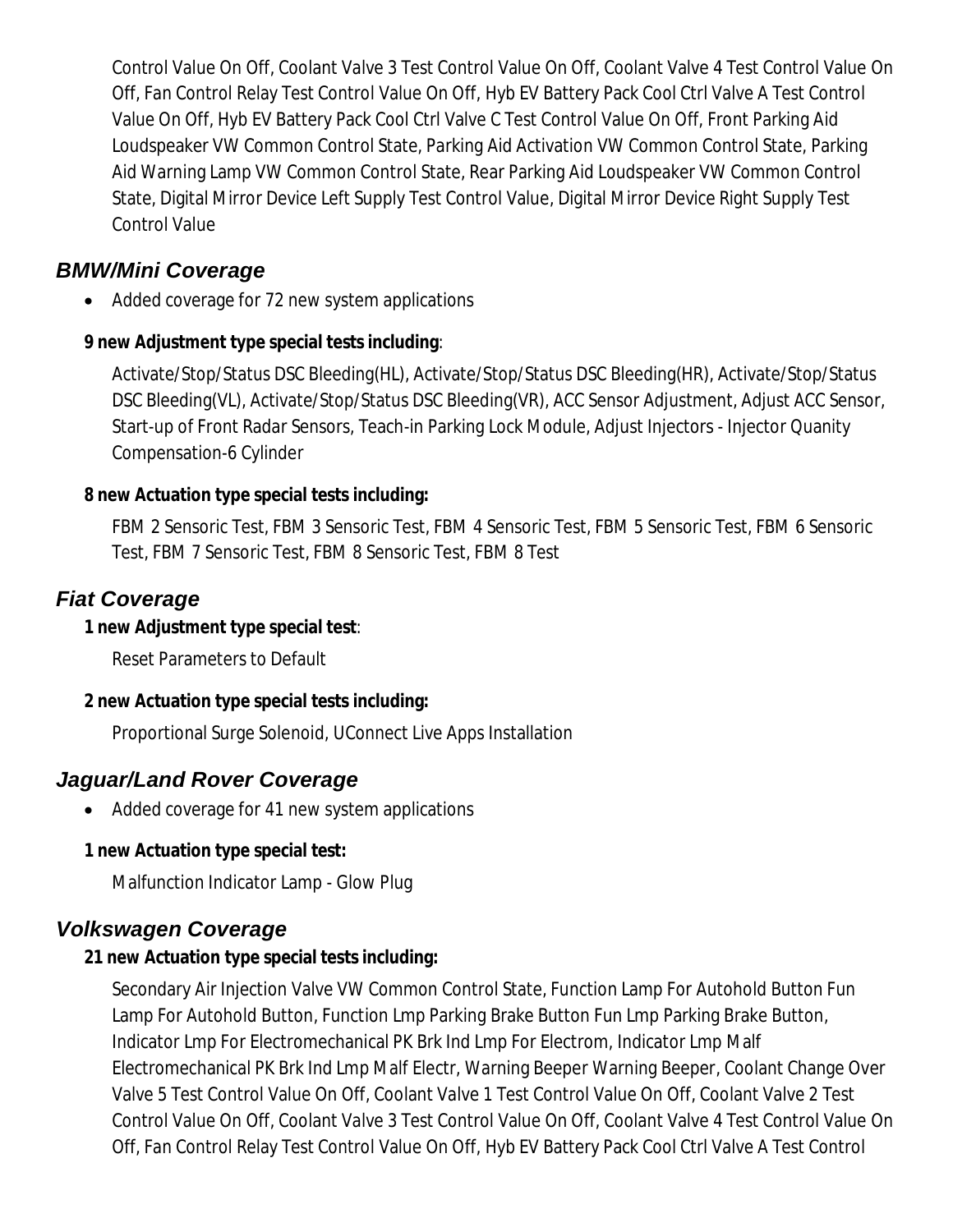Control Value On Off, Coolant Valve 3 Test Control Value On Off, Coolant Valve 4 Test Control Value On Off, Fan Control Relay Test Control Value On Off, Hyb EV Battery Pack Cool Ctrl Valve A Test Control Value On Off, Hyb EV Battery Pack Cool Ctrl Valve C Test Control Value On Off, Front Parking Aid Loudspeaker VW Common Control State, Parking Aid Activation VW Common Control State, Parking Aid Warning Lamp VW Common Control State, Rear Parking Aid Loudspeaker VW Common Control State, Digital Mirror Device Left Supply Test Control Value, Digital Mirror Device Right Supply Test Control Value

## *BMW/Mini Coverage*

- Added coverage for 72 new system applications

**9 new Adjustment type special tests including**:

Activate/Stop/Status DSC Bleeding(HL), Activate/Stop/Status DSC Bleeding(HR), Activate/Stop/Status DSC Bleeding(VL), Activate/Stop/Status DSC Bleeding(VR), ACC Sensor Adjustment, Adjust ACC Sensor, Start-up of Front Radar Sensors, Teach-in Parking Lock Module, Adjust Injectors - Injector Quanity Compensation-6 Cylinder

**8 new Actuation type special tests including:**

FBM 2 Sensoric Test, FBM 3 Sensoric Test, FBM 4 Sensoric Test, FBM 5 Sensoric Test, FBM 6 Sensoric Test, FBM 7 Sensoric Test, FBM 8 Sensoric Test, FBM 8 Test

## *Fiat Coverage*

**1 new Adjustment type special test**:

Reset Parameters to Default

**2 new Actuation type special tests including:**

Proportional Surge Solenoid, UConnect Live Apps Installation

## *Jaguar/Land Rover Coverage*

- Added coverage for 41 new system applications

**1 new Actuation type special test:**

Malfunction Indicator Lamp - Glow Plug

## *Volkswagen Coverage*

**21 new Actuation type special tests including:**

Secondary Air Injection Valve VW Common Control State, Function Lamp For Autohold Button Fun Lamp For Autohold Button, Function Lmp Parking Brake Button Fun Lmp Parking Brake Button, Indicator Lmp For Electromechanical PK Brk Ind Lmp For Electrom, Indicator Lmp Malf Electromechanical PK Brk Ind Lmp Malf Electr, Warning Beeper Warning Beeper, Coolant Change Over Valve 5 Test Control Value On Off, Coolant Valve 1 Test Control Value On Off, Coolant Valve 2 Test Control Value On Off, Coolant Valve 3 Test Control Value On Off, Coolant Valve 4 Test Control Value On Off, Fan Control Relay Test Control Value On Off, Hyb EV Battery Pack Cool Ctrl Valve A Test Control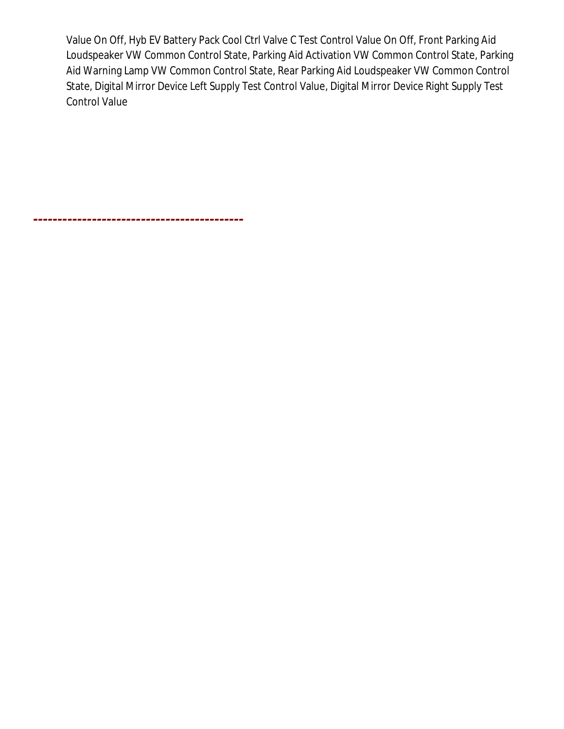Value On Off, Hyb EV Battery Pack Cool Ctrl Valve C Test Control Value On Off, Front Parking Aid Loudspeaker VW Common Control State, Parking Aid Activation VW Common Control State, Parking Aid Warning Lamp VW Common Control State, Rear Parking Aid Loudspeaker VW Common Control State, Digital Mirror Device Left Supply Test Control Value, Digital Mirror Device Right Supply Test Control Value

------------------------------------------